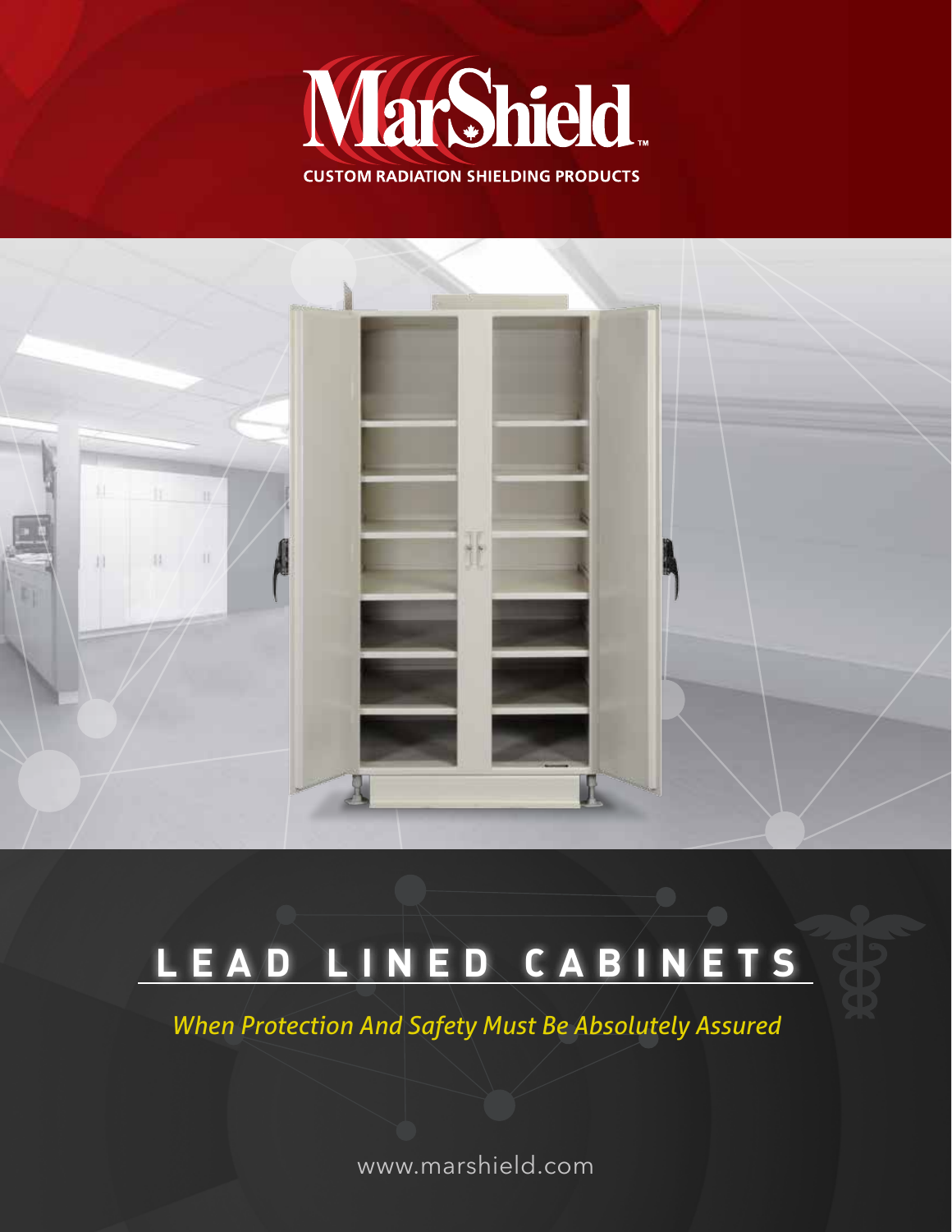# MarShield™

CUSTOM RADIATION SHIELDING PRODUCTS

# LEAD LINED CABINETS

*When Protection And Safety Must Be Absolutely Assured*

www.marshield.com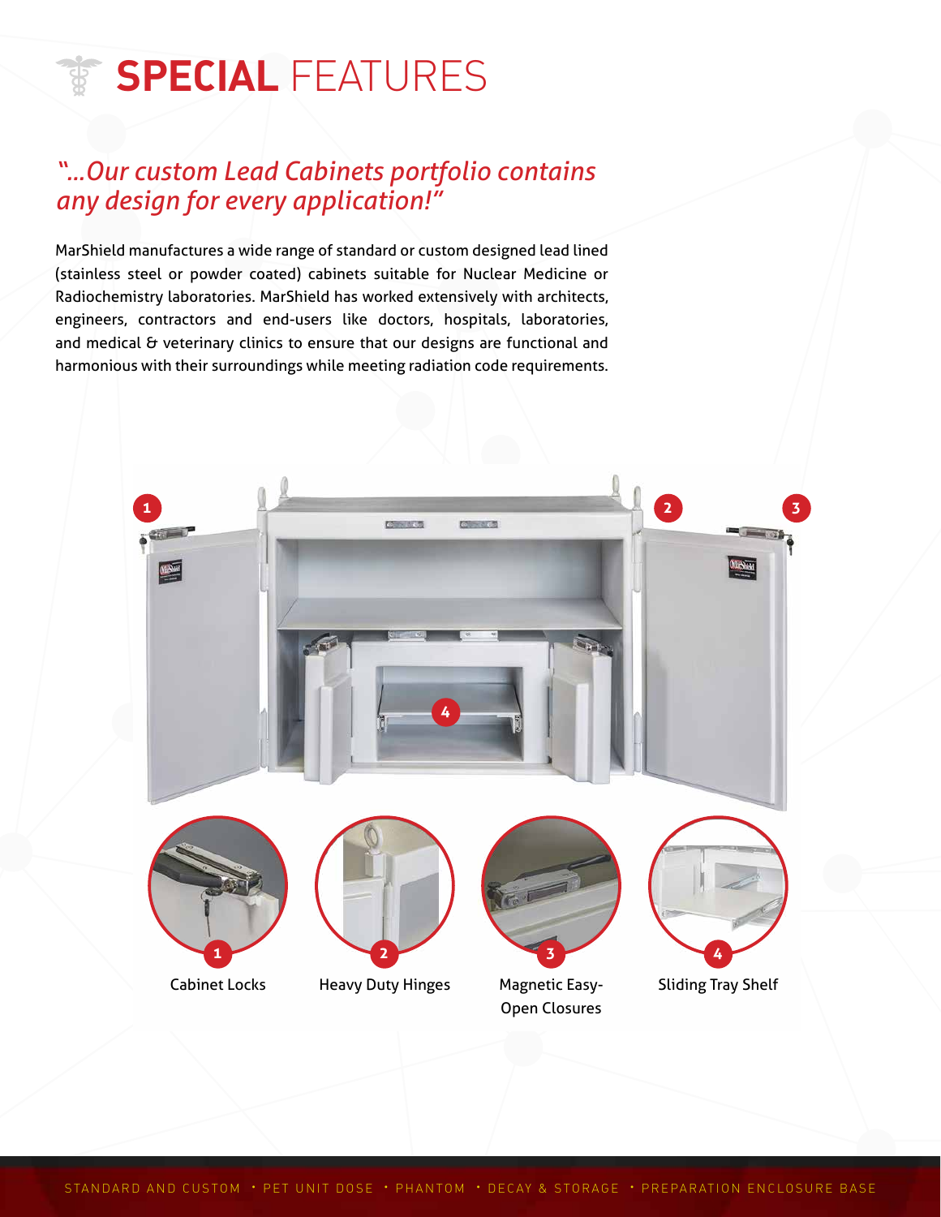# SPECIAL FEATURES

*"...Our custom Lead Cabinets portfolio contains any design for every application!"*

MarShield manufactures a wide range of standard or custom designed lead lined (stainless steel or powder coated) cabinets suitable for Nuclear Medicine or Radiochemistry laboratories. MarShield has worked extensively with architects, engineers, contractors and end-users like doctors, hospitals, laboratories, and medical & veterinary clinics to ensure that our designs are functional and harmonious with their surroundings while meeting radiation code requirements.

1. Cabinet Locks
2. Heavy Duty Hinges
3. Magnetic Easy-Open Closures
4. Sliding Tray Shelf

STANDARD AND CUSTOM · PET UNIT DOSE · PHANTOM · DECAY & STORAGE · PREPARATION ENCLOSURE BASE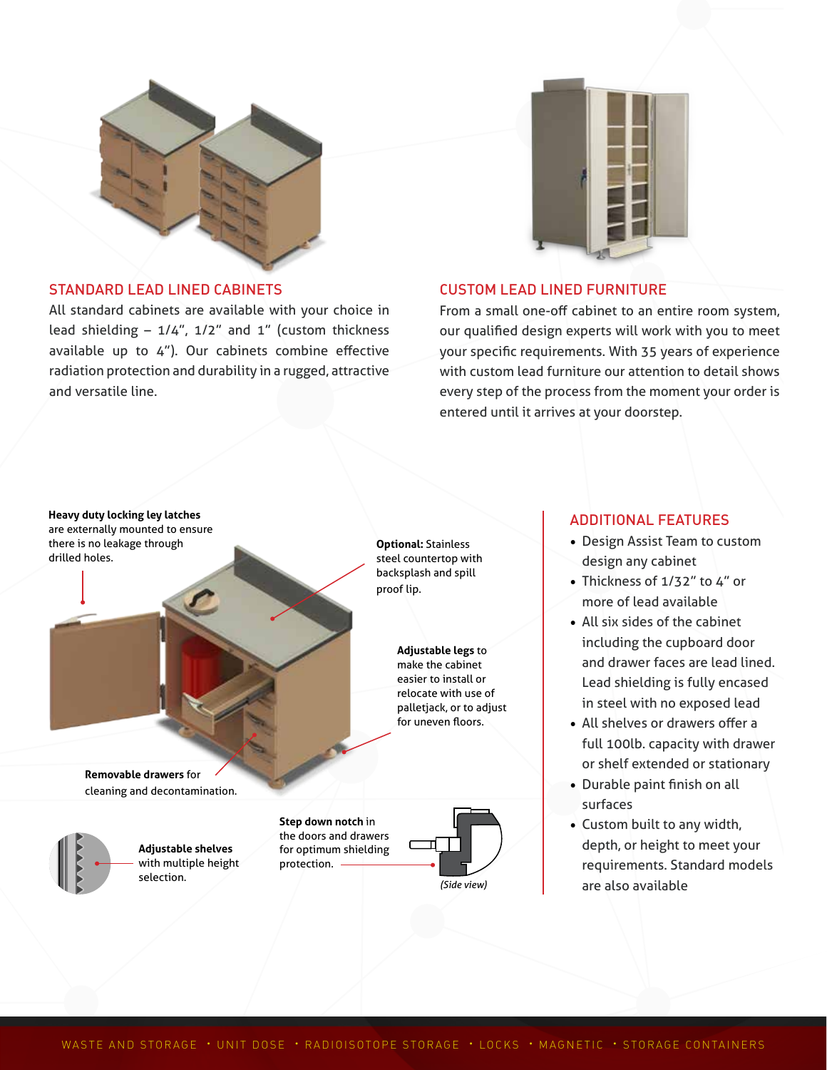## STANDARD LEAD LINED CABINETS

All standard cabinets are available with your choice in lead shielding – 1/4", 1/2" and 1" (custom thickness available up to 4"). Our cabinets combine effective radiation protection and durability in a rugged, attractive and versatile line.

## CUSTOM LEAD LINED FURNITURE

From a small one-off cabinet to an entire room system, our qualified design experts will work with you to meet your specific requirements. With 35 years of experience with custom lead furniture our attention to detail shows every step of the process from the moment your order is entered until it arrives at your doorstep.

**Heavy duty locking ley latches** are externally mounted to ensure there is no leakage through drilled holes.

**Optional:** Stainless steel countertop with backsplash and spill proof lip.

**Adjustable legs** to make the cabinet easier to install or relocate with use of palletjack, or to adjust for uneven floors.

**Removable drawers** for cleaning and decontamination.

**Adjustable shelves** with multiple height selection.

**Step down notch** in the doors and drawers for optimum shielding protection.

*(Side view)*

## ADDITIONAL FEATURES

- Design Assist Team to custom design any cabinet
- Thickness of 1/32" to 4" or more of lead available
- All six sides of the cabinet including the cupboard door and drawer faces are lead lined. Lead shielding is fully encased in steel with no exposed lead
- All shelves or drawers offer a full 100lb. capacity with drawer or shelf extended or stationary
- Durable paint finish on all surfaces
- Custom built to any width, depth, or height to meet your requirements. Standard models are also available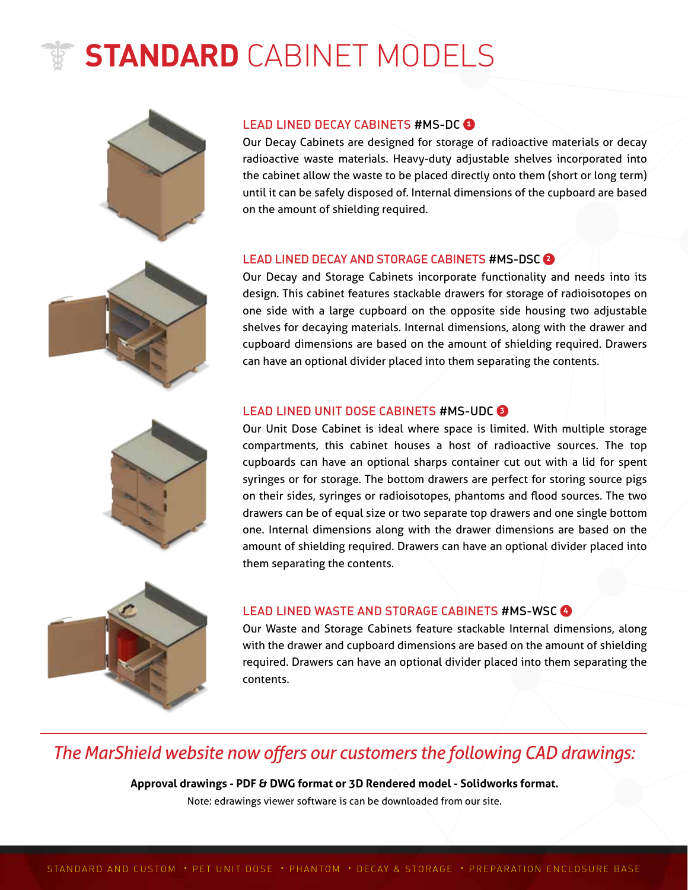# STANDARD CABINET MODELS

## LEAD LINED DECAY CABINETS #MS-DC 1

Our Decay Cabinets are designed for storage of radioactive materials or decay radioactive waste materials. Heavy-duty adjustable shelves incorporated into the cabinet allow the waste to be placed directly onto them (short or long term) until it can be safely disposed of. Internal dimensions of the cupboard are based on the amount of shielding required.

## LEAD LINED DECAY AND STORAGE CABINETS #MS-DSC 2

Our Decay and Storage Cabinets incorporate functionality and needs into its design. This cabinet features stackable drawers for storage of radioisotopes on one side with a large cupboard on the opposite side housing two adjustable shelves for decaying materials. Internal dimensions, along with the drawer and cupboard dimensions are based on the amount of shielding required. Drawers can have an optional divider placed into them separating the contents.

## LEAD LINED UNIT DOSE CABINETS #MS-UDC 3

Our Unit Dose Cabinet is ideal where space is limited. With multiple storage compartments, this cabinet houses a host of radioactive sources. The top cupboards can have an optional sharps container cut out with a lid for spent syringes or for storage. The bottom drawers are perfect for storing source pigs on their sides, syringes or radioisotopes, phantoms and flood sources. The two drawers can be of equal size or two separate top drawers and one single bottom one. Internal dimensions along with the drawer dimensions are based on the amount of shielding required. Drawers can have an optional divider placed into them separating the contents.

## LEAD LINED WASTE AND STORAGE CABINETS #MS-WSC 4

Our Waste and Storage Cabinets feature stackable Internal dimensions, along with the drawer and cupboard dimensions are based on the amount of shielding required. Drawers can have an optional divider placed into them separating the contents.

---

*The MarShield website now offers our customers the following CAD drawings:*

**Approval drawings - PDF & DWG format or 3D Rendered model - Solidworks format.**

Note: edrawings viewer software is can be downloaded from our site.

STANDARD AND CUSTOM • PET UNIT DOSE • PHANTOM • DECAY & STORAGE • PREPARATION ENCLOSURE BASE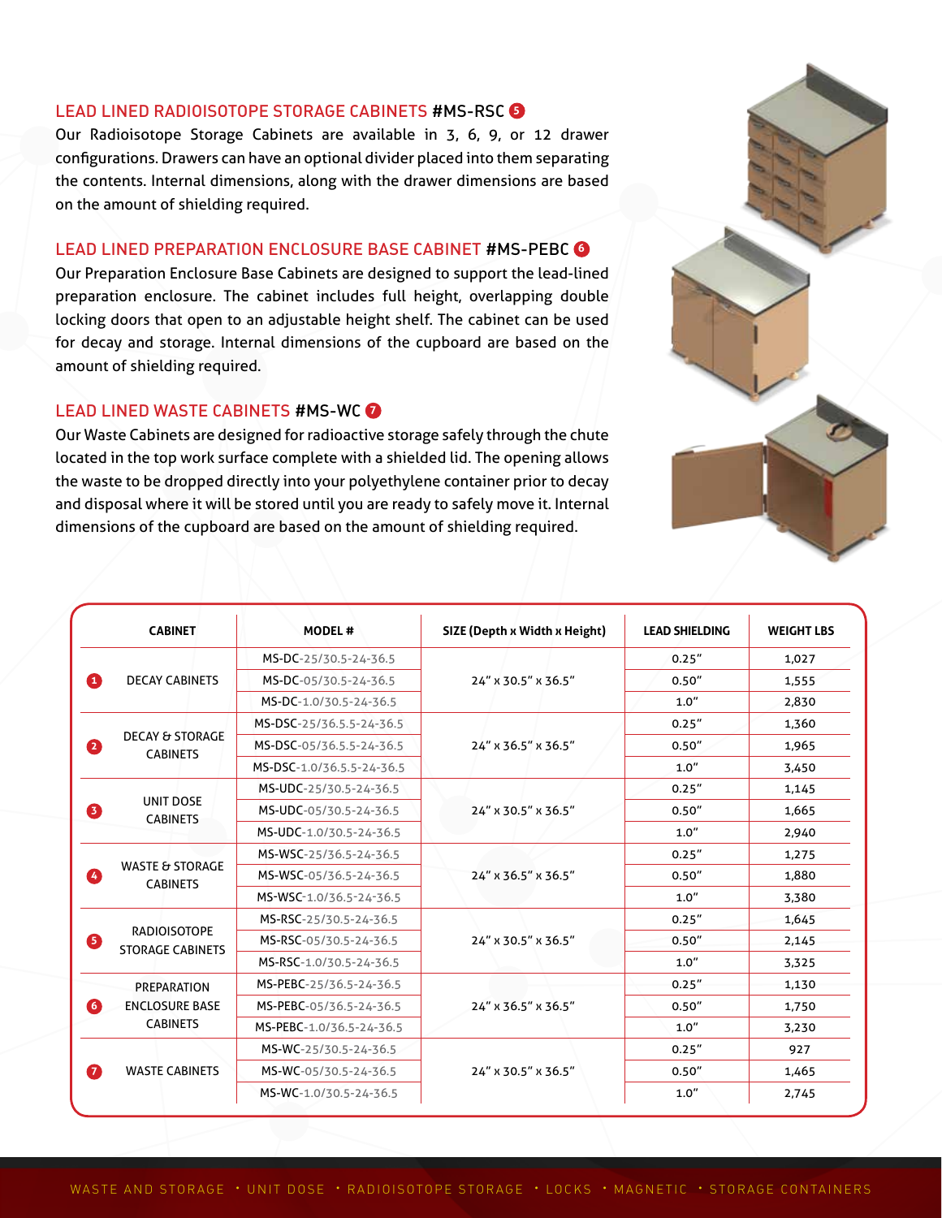### LEAD LINED RADIOISOTOPE STORAGE CABINETS #MS-RSC 5

Our Radioisotope Storage Cabinets are available in 3, 6, 9, or 12 drawer configurations. Drawers can have an optional divider placed into them separating the contents. Internal dimensions, along with the drawer dimensions are based on the amount of shielding required.

### LEAD LINED PREPARATION ENCLOSURE BASE CABINET #MS-PEBC 6

Our Preparation Enclosure Base Cabinets are designed to support the lead-lined preparation enclosure. The cabinet includes full height, overlapping double locking doors that open to an adjustable height shelf. The cabinet can be used for decay and storage. Internal dimensions of the cupboard are based on the amount of shielding required.

### LEAD LINED WASTE CABINETS #MS-WC 7

Our Waste Cabinets are designed for radioactive storage safely through the chute located in the top work surface complete with a shielded lid. The opening allows the waste to be dropped directly into your polyethylene container prior to decay and disposal where it will be stored until you are ready to safely move it. Internal dimensions of the cupboard are based on the amount of shielding required.

| CABINET | MODEL # | SIZE (Depth x Width x Height) | LEAD SHIELDING | WEIGHT LBS |
|---|---|---|---|---|
| 1 DECAY CABINETS | MS-DC-25/30.5-24-36.5 | 24" x 30.5" x 36.5" | 0.25" | 1,027 |
| | MS-DC-05/30.5-24-36.5 | | 0.50" | 1,555 |
| | MS-DC-1.0/30.5-24-36.5 | | 1.0" | 2,830 |
| 2 DECAY & STORAGE CABINETS | MS-DSC-25/36.5.5-24-36.5 | 24" x 36.5" x 36.5" | 0.25" | 1,360 |
| | MS-DSC-05/36.5.5-24-36.5 | | 0.50" | 1,965 |
| | MS-DSC-1.0/36.5.5-24-36.5 | | 1.0" | 3,450 |
| 3 UNIT DOSE CABINETS | MS-UDC-25/30.5-24-36.5 | 24" x 30.5" x 36.5" | 0.25" | 1,145 |
| | MS-UDC-05/30.5-24-36.5 | | 0.50" | 1,665 |
| | MS-UDC-1.0/30.5-24-36.5 | | 1.0" | 2,940 |
| 4 WASTE & STORAGE CABINETS | MS-WSC-25/36.5-24-36.5 | 24" x 36.5" x 36.5" | 0.25" | 1,275 |
| | MS-WSC-05/36.5-24-36.5 | | 0.50" | 1,880 |
| | MS-WSC-1.0/36.5-24-36.5 | | 1.0" | 3,380 |
| 5 RADIOISOTOPE STORAGE CABINETS | MS-RSC-25/30.5-24-36.5 | 24" x 30.5" x 36.5" | 0.25" | 1,645 |
| | MS-RSC-05/30.5-24-36.5 | | 0.50" | 2,145 |
| | MS-RSC-1.0/30.5-24-36.5 | | 1.0" | 3,325 |
| 6 PREPARATION ENCLOSURE BASE CABINETS | MS-PEBC-25/36.5-24-36.5 | 24" x 36.5" x 36.5" | 0.25" | 1,130 |
| | MS-PEBC-05/36.5-24-36.5 | | 0.50" | 1,750 |
| | MS-PEBC-1.0/36.5-24-36.5 | | 1.0" | 3,230 |
| 7 WASTE CABINETS | MS-WC-25/30.5-24-36.5 | 24" x 30.5" x 36.5" | 0.25" | 927 |
| | MS-WC-05/30.5-24-36.5 | | 0.50" | 1,465 |
| | MS-WC-1.0/30.5-24-36.5 | | 1.0" | 2,745 |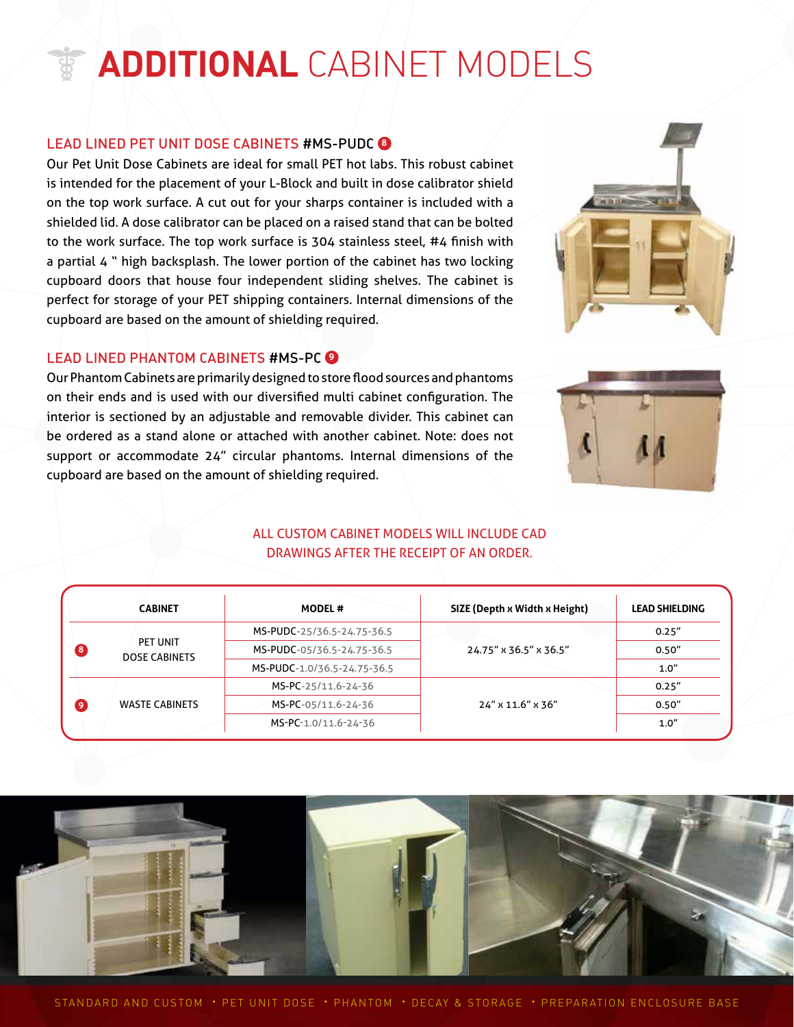# ADDITIONAL CABINET MODELS

## LEAD LINED PET UNIT DOSE CABINETS #MS-PUDC 8

Our Pet Unit Dose Cabinets are ideal for small PET hot labs. This robust cabinet is intended for the placement of your L-Block and built in dose calibrator shield on the top work surface. A cut out for your sharps container is included with a shielded lid. A dose calibrator can be placed on a raised stand that can be bolted to the work surface. The top work surface is 304 stainless steel, #4 finish with a partial 4 " high backsplash. The lower portion of the cabinet has two locking cupboard doors that house four independent sliding shelves. The cabinet is perfect for storage of your PET shipping containers. Internal dimensions of the cupboard are based on the amount of shielding required.

## LEAD LINED PHANTOM CABINETS #MS-PC 9

Our Phantom Cabinets are primarily designed to store flood sources and phantoms on their ends and is used with our diversified multi cabinet configuration. The interior is sectioned by an adjustable and removable divider. This cabinet can be ordered as a stand alone or attached with another cabinet. Note: does not support or accommodate 24" circular phantoms. Internal dimensions of the cupboard are based on the amount of shielding required.

ALL CUSTOM CABINET MODELS WILL INCLUDE CAD DRAWINGS AFTER THE RECEIPT OF AN ORDER.

| | CABINET | MODEL # | SIZE (Depth x Width x Height) | LEAD SHIELDING |
|---|---|---|---|---|
| 8 | PET UNIT DOSE CABINETS | MS-PUDC-25/36.5-24.75-36.5 | 24.75" x 36.5" x 36.5" | 0.25" |
| | | MS-PUDC-05/36.5-24.75-36.5 | | 0.50" |
| | | MS-PUDC-1.0/36.5-24.75-36.5 | | 1.0" |
| 9 | WASTE CABINETS | MS-PC-25/11.6-24-36 | 24" x 11.6" x 36" | 0.25" |
| | | MS-PC-05/11.6-24-36 | | 0.50" |
| | | MS-PC-1.0/11.6-24-36 | | 1.0" |

STANDARD AND CUSTOM • PET UNIT DOSE • PHANTOM • DECAY & STORAGE • PREPARATION ENCLOSURE BASE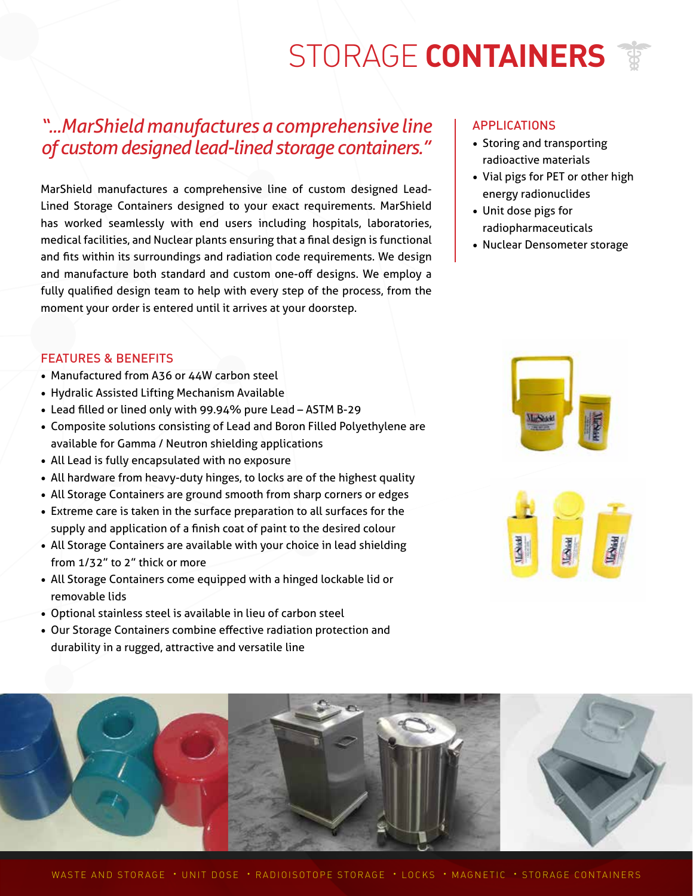# STORAGE **CONTAINERS**

*"...MarShield manufactures a comprehensive line of custom designed lead-lined storage containers."*

MarShield manufactures a comprehensive line of custom designed Lead-Lined Storage Containers designed to your exact requirements. MarShield has worked seamlessly with end users including hospitals, laboratories, medical facilities, and Nuclear plants ensuring that a final design is functional and fits within its surroundings and radiation code requirements. We design and manufacture both standard and custom one-off designs. We employ a fully qualified design team to help with every step of the process, from the moment your order is entered until it arrives at your doorstep.

## APPLICATIONS

- Storing and transporting radioactive materials
- Vial pigs for PET or other high energy radionuclides
- Unit dose pigs for radiopharmaceuticals
- Nuclear Densometer storage

## FEATURES & BENEFITS

- Manufactured from A36 or 44W carbon steel
- Hydralic Assisted Lifting Mechanism Available
- Lead filled or lined only with 99.94% pure Lead – ASTM B-29
- Composite solutions consisting of Lead and Boron Filled Polyethylene are available for Gamma / Neutron shielding applications
- All Lead is fully encapsulated with no exposure
- All hardware from heavy-duty hinges, to locks are of the highest quality
- All Storage Containers are ground smooth from sharp corners or edges
- Extreme care is taken in the surface preparation to all surfaces for the supply and application of a finish coat of paint to the desired colour
- All Storage Containers are available with your choice in lead shielding from 1/32" to 2" thick or more
- All Storage Containers come equipped with a hinged lockable lid or removable lids
- Optional stainless steel is available in lieu of carbon steel
- Our Storage Containers combine effective radiation protection and durability in a rugged, attractive and versatile line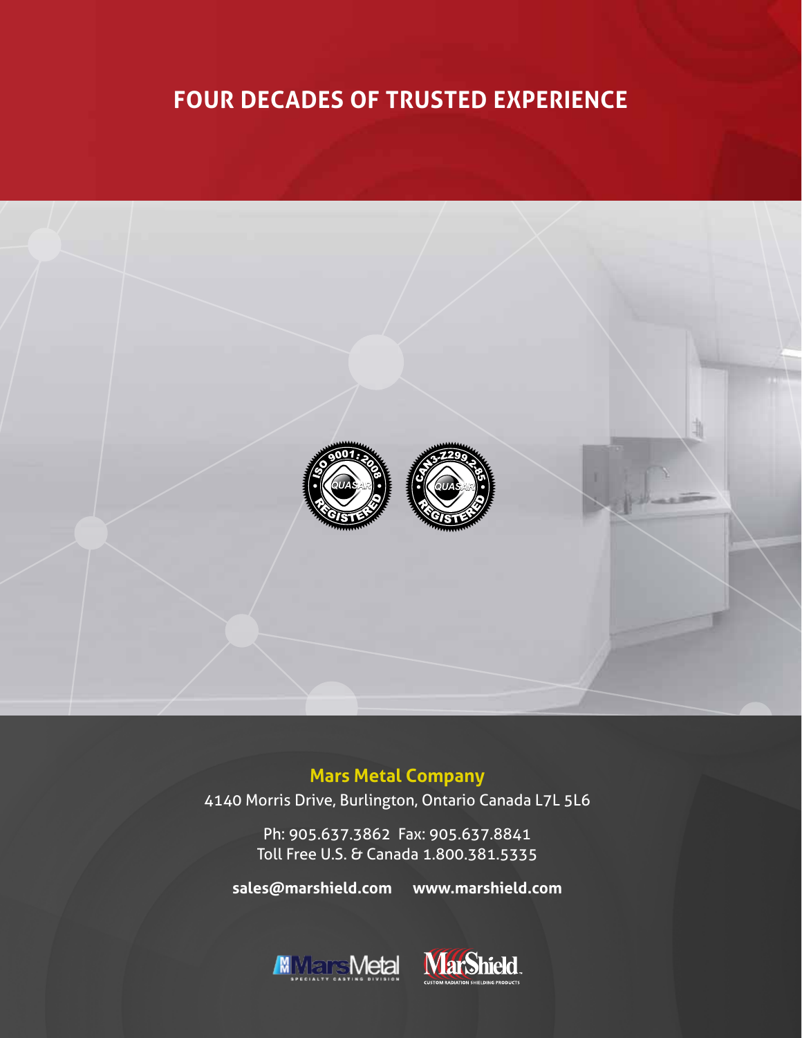# FOUR DECADES OF TRUSTED EXPERIENCE

ISO 9001:2008 QUASAR REGISTERED

CAN3-Z299.2-85 QUASAR REGISTERED

**Mars Metal Company**

4140 Morris Drive, Burlington, Ontario Canada L7L 5L6

Ph: 905.637.3862 Fax: 905.637.8841

Toll Free U.S. & Canada 1.800.381.5335

**sales@marshield.com** **www.marshield.com**

MarsMetal SPECIALTY CASTING DIVISION

MarShield CUSTOM RADIATION SHIELDING PRODUCTS